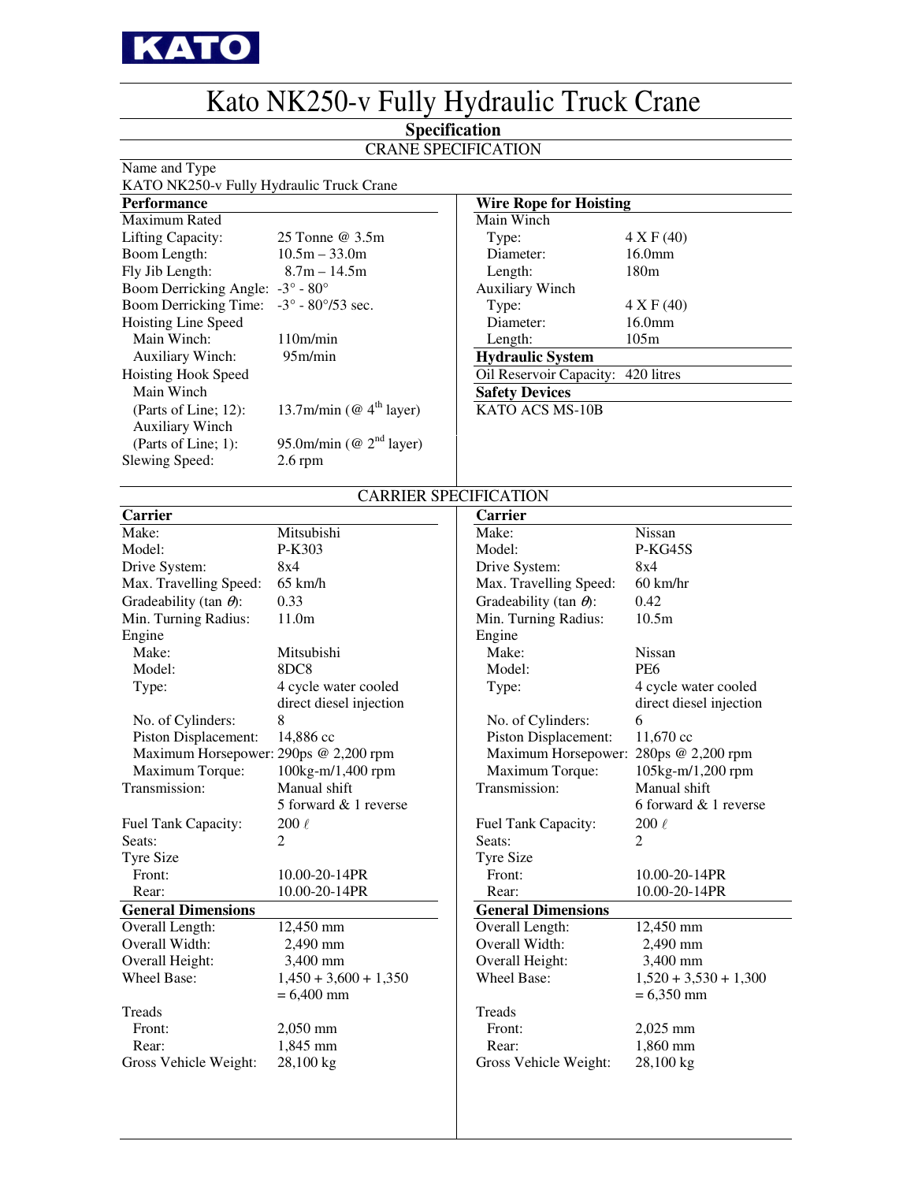KATO

# Kato NK250-v Fully Hydraulic Truck Crane

## Specification

### CRANE SPECIFICATION

Name and Type
KATO NK250-v Fully Hydraulic Truck Crane

**Performance**

| | |
|---|---|
| Maximum Rated Lifting Capacity: | 25 Tonne @ 3.5m |
| Boom Length: | 10.5m – 33.0m |
| Fly Jib Length: | 8.7m – 14.5m |
| Boom Derricking Angle: | -3° - 80° |
| Boom Derricking Time: | -3° - 80°/53 sec. |
| Hoisting Line Speed | |
| Main Winch: | 110m/min |
| Auxiliary Winch: | 95m/min |
| Hoisting Hook Speed | |
| Main Winch (Parts of Line; 12): | 13.7m/min (@ 4th layer) |
| Auxiliary Winch (Parts of Line; 1): | 95.0m/min (@ 2nd layer) |
| Slewing Speed: | 2.6 rpm |

**Wire Rope for Hoisting**

| | |
|---|---|
| Main Winch | |
| Type: | 4 X F (40) |
| Diameter: | 16.0mm |
| Length: | 180m |
| Auxiliary Winch | |
| Type: | 4 X F (40) |
| Diameter: | 16.0mm |
| Length: | 105m |

**Hydraulic System**

Oil Reservoir Capacity: 420 litres

**Safety Devices**

KATO ACS MS-10B

### CARRIER SPECIFICATION

| **Carrier** | | **Carrier** | |
|---|---|---|---|
| Make: | Mitsubishi | Make: | Nissan |
| Model: | P-K303 | Model: | P-KG45S |
| Drive System: | 8x4 | Drive System: | 8x4 |
| Max. Travelling Speed: | 65 km/h | Max. Travelling Speed: | 60 km/hr |
| Gradeability (tan $\theta$): | 0.33 | Gradeability (tan $\theta$): | 0.42 |
| Min. Turning Radius: | 11.0m | Min. Turning Radius: | 10.5m |
| Engine | | Engine | |
| Make: | Mitsubishi | Make: | Nissan |
| Model: | 8DC8 | Model: | PE6 |
| Type: | 4 cycle water cooled direct diesel injection | Type: | 4 cycle water cooled direct diesel injection |
| No. of Cylinders: | 8 | No. of Cylinders: | 6 |
| Piston Displacement: | 14,886 cc | Piston Displacement: | 11,670 cc |
| Maximum Horsepower: | 290ps @ 2,200 rpm | Maximum Horsepower: | 280ps @ 2,200 rpm |
| Maximum Torque: | 100kg-m/1,400 rpm | Maximum Torque: | 105kg-m/1,200 rpm |
| Transmission: | Manual shift 5 forward & 1 reverse | Transmission: | Manual shift 6 forward & 1 reverse |
| Fuel Tank Capacity: | 200 ℓ | Fuel Tank Capacity: | 200 ℓ |
| Seats: | 2 | Seats: | 2 |
| Tyre Size | | Tyre Size | |
| Front: | 10.00-20-14PR | Front: | 10.00-20-14PR |
| Rear: | 10.00-20-14PR | Rear: | 10.00-20-14PR |
| **General Dimensions** | | **General Dimensions** | |
| Overall Length: | 12,450 mm | Overall Length: | 12,450 mm |
| Overall Width: | 2,490 mm | Overall Width: | 2,490 mm |
| Overall Height: | 3,400 mm | Overall Height: | 3,400 mm |
| Wheel Base: | 1,450 + 3,600 + 1,350 = 6,400 mm | Wheel Base: | 1,520 + 3,530 + 1,300 = 6,350 mm |
| Treads | | Treads | |
| Front: | 2,050 mm | Front: | 2,025 mm |
| Rear: | 1,845 mm | Rear: | 1,860 mm |
| Gross Vehicle Weight: | 28,100 kg | Gross Vehicle Weight: | 28,100 kg |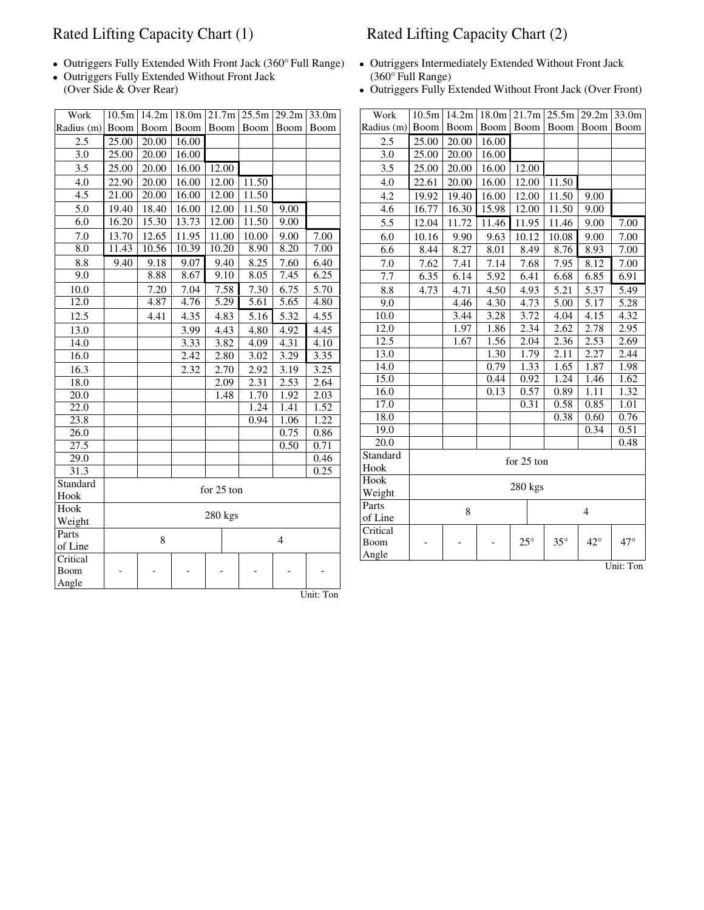# Rated Lifting Capacity Chart (1)

- Outriggers Fully Extended With Front Jack (360° Full Range)
- Outriggers Fully Extended Without Front Jack (Over Side & Over Rear)

| Work Radius (m) | 10.5m Boom | 14.2m Boom | 18.0m Boom | 21.7m Boom | 25.5m Boom | 29.2m Boom | 33.0m Boom |
|---|---|---|---|---|---|---|---|
| 2.5 | 25.00 | 20.00 | 16.00 | | | | |
| 3.0 | 25.00 | 20.00 | 16.00 | | | | |
| 3.5 | 25.00 | 20.00 | 16.00 | 12.00 | | | |
| 4.0 | 22.90 | 20.00 | 16.00 | 12.00 | 11.50 | | |
| 4.5 | 21.00 | 20.00 | 16.00 | 12.00 | 11.50 | | |
| 5.0 | 19.40 | 18.40 | 16.00 | 12.00 | 11.50 | 9.00 | |
| 6.0 | 16.20 | 15.30 | 13.73 | 12.00 | 11.50 | 9.00 | |
| 7.0 | 13.70 | 12.65 | 11.95 | 11.00 | 10.00 | 9.00 | 7.00 |
| 8.0 | 11.43 | 10.56 | 10.39 | 10.20 | 8.90 | 8.20 | 7.00 |
| 8.8 | 9.40 | 9.18 | 9.07 | 9.40 | 8.25 | 7.60 | 6.40 |
| 9.0 | | 8.88 | 8.67 | 9.10 | 8.05 | 7.45 | 6.25 |
| 10.0 | | 7.20 | 7.04 | 7.58 | 7.30 | 6.75 | 5.70 |
| 12.0 | | 4.87 | 4.76 | 5.29 | 5.61 | 5.65 | 4.80 |
| 12.5 | | 4.41 | 4.35 | 4.83 | 5.16 | 5.32 | 4.55 |
| 13.0 | | | 3.99 | 4.43 | 4.80 | 4.92 | 4.45 |
| 14.0 | | | 3.33 | 3.82 | 4.09 | 4.31 | 4.10 |
| 16.0 | | | 2.42 | 2.80 | 3.02 | 3.29 | 3.35 |
| 16.3 | | | 2.32 | 2.70 | 2.92 | 3.19 | 3.25 |
| 18.0 | | | | 2.09 | 2.31 | 2.53 | 2.64 |
| 20.0 | | | | 1.48 | 1.70 | 1.92 | 2.03 |
| 22.0 | | | | | 1.24 | 1.41 | 1.52 |
| 23.8 | | | | | 0.94 | 1.06 | 1.22 |
| 26.0 | | | | | | 0.75 | 0.86 |
| 27.5 | | | | | | 0.50 | 0.71 |
| 29.0 | | | | | | | 0.46 |
| 31.3 | | | | | | | 0.25 |
| Standard Hook | for 25 ton | | | | | | |
| Hook Weight | 280 kgs | | | | | | |
| Parts of Line | 8 | | | | 4 | | |
| Critical Boom Angle | - | - | - | - | - | - | - |

Unit: Ton

# Rated Lifting Capacity Chart (2)

- Outriggers Intermediately Extended Without Front Jack (360° Full Range)
- Outriggers Fully Extended Without Front Jack (Over Front)

| Work Radius (m) | 10.5m Boom | 14.2m Boom | 18.0m Boom | 21.7m Boom | 25.5m Boom | 29.2m Boom | 33.0m Boom |
|---|---|---|---|---|---|---|---|
| 2.5 | 25.00 | 20.00 | 16.00 | | | | |
| 3.0 | 25.00 | 20.00 | 16.00 | | | | |
| 3.5 | 25.00 | 20.00 | 16.00 | 12.00 | | | |
| 4.0 | 22.61 | 20.00 | 16.00 | 12.00 | 11.50 | | |
| 4.2 | 19.92 | 19.40 | 16.00 | 12.00 | 11.50 | 9.00 | |
| 4.6 | 16.77 | 16.30 | 15.98 | 12.00 | 11.50 | 9.00 | |
| 5.5 | 12.04 | 11.72 | 11.46 | 11.95 | 11.46 | 9.00 | 7.00 |
| 6.0 | 10.16 | 9.90 | 9.63 | 10.12 | 10.08 | 9.00 | 7.00 |
| 6.6 | 8.44 | 8.27 | 8.01 | 8.49 | 8.76 | 8.93 | 7.00 |
| 7.0 | 7.62 | 7.41 | 7.14 | 7.68 | 7.95 | 8.12 | 7.00 |
| 7.7 | 6.35 | 6.14 | 5.92 | 6.41 | 6.68 | 6.85 | 6.91 |
| 8.8 | 4.73 | 4.71 | 4.50 | 4.93 | 5.21 | 5.37 | 5.49 |
| 9.0 | | 4.46 | 4.30 | 4.73 | 5.00 | 5.17 | 5.28 |
| 10.0 | | 3.44 | 3.28 | 3.72 | 4.04 | 4.15 | 4.32 |
| 12.0 | | 1.97 | 1.86 | 2.34 | 2.62 | 2.78 | 2.95 |
| 12.5 | | 1.67 | 1.56 | 2.04 | 2.36 | 2.53 | 2.69 |
| 13.0 | | | 1.30 | 1.79 | 2.11 | 2.27 | 2.44 |
| 14.0 | | | 0.79 | 1.33 | 1.65 | 1.87 | 1.98 |
| 15.0 | | | 0.44 | 0.92 | 1.24 | 1.46 | 1.62 |
| 16.0 | | | 0.13 | 0.57 | 0.89 | 1.11 | 1.32 |
| 17.0 | | | | 0.31 | 0.58 | 0.85 | 1.01 |
| 18.0 | | | | | 0.38 | 0.60 | 0.76 |
| 19.0 | | | | | | 0.34 | 0.51 |
| 20.0 | | | | | | | 0.48 |
| Standard Hook | for 25 ton | | | | | | |
| Hook Weight | 280 kgs | | | | | | |
| Parts of Line | 8 | | | 4 | | | |
| Critical Boom Angle | - | - | - | 25° | 35° | 42° | 47° |

Unit: Ton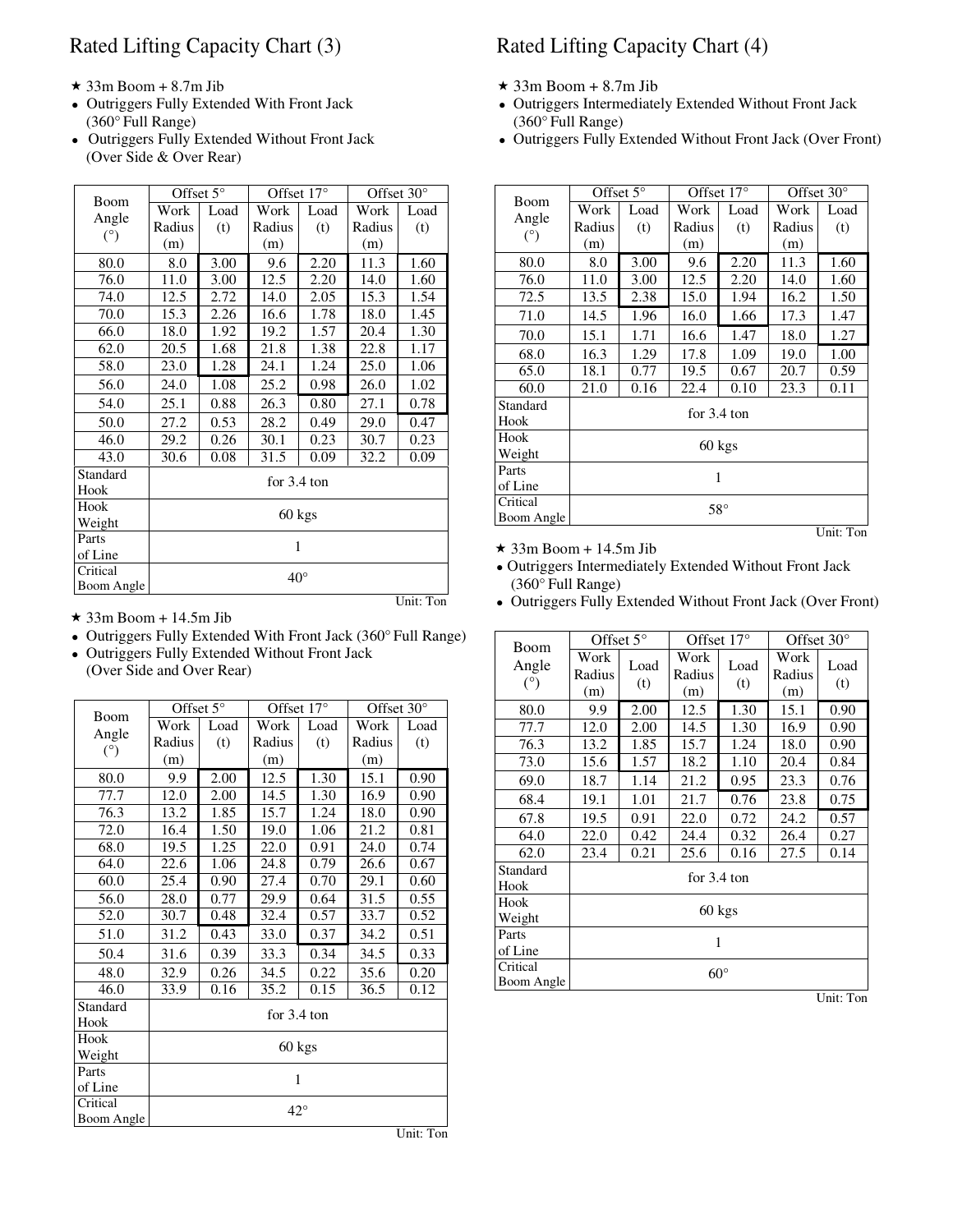## Rated Lifting Capacity Chart (3)

★ 33m Boom + 8.7m Jib

- Outriggers Fully Extended With Front Jack (360° Full Range)
- Outriggers Fully Extended Without Front Jack (Over Side & Over Rear)

| Boom Angle (°) | Offset 5° | | Offset 17° | | Offset 30° | |
|---|---|---|---|---|---|---|
| | Work Radius (m) | Load (t) | Work Radius (m) | Load (t) | Work Radius (m) | Load (t) |
| 80.0 | 8.0 | 3.00 | 9.6 | 2.20 | 11.3 | 1.60 |
| 76.0 | 11.0 | 3.00 | 12.5 | 2.20 | 14.0 | 1.60 |
| 74.0 | 12.5 | 2.72 | 14.0 | 2.05 | 15.3 | 1.54 |
| 70.0 | 15.3 | 2.26 | 16.6 | 1.78 | 18.0 | 1.45 |
| 66.0 | 18.0 | 1.92 | 19.2 | 1.57 | 20.4 | 1.30 |
| 62.0 | 20.5 | 1.68 | 21.8 | 1.38 | 22.8 | 1.17 |
| 58.0 | 23.0 | 1.28 | 24.1 | 1.24 | 25.0 | 1.06 |
| 56.0 | 24.0 | 1.08 | 25.2 | 0.98 | 26.0 | 1.02 |
| 54.0 | 25.1 | 0.88 | 26.3 | 0.80 | 27.1 | 0.78 |
| 50.0 | 27.2 | 0.53 | 28.2 | 0.49 | 29.0 | 0.47 |
| 46.0 | 29.2 | 0.26 | 30.1 | 0.23 | 30.7 | 0.23 |
| 43.0 | 30.6 | 0.08 | 31.5 | 0.09 | 32.2 | 0.09 |
| Standard Hook | for 3.4 ton | | | | | |
| Hook Weight | 60 kgs | | | | | |
| Parts of Line | 1 | | | | | |
| Critical Boom Angle | 40° | | | | | |

Unit: Ton

★ 33m Boom + 14.5m Jib

- Outriggers Fully Extended With Front Jack (360° Full Range)
- Outriggers Fully Extended Without Front Jack (Over Side and Over Rear)

| Boom Angle (°) | Offset 5° | | Offset 17° | | Offset 30° | |
|---|---|---|---|---|---|---|
| | Work Radius (m) | Load (t) | Work Radius (m) | Load (t) | Work Radius (m) | Load (t) |
| 80.0 | 9.9 | 2.00 | 12.5 | 1.30 | 15.1 | 0.90 |
| 77.7 | 12.0 | 2.00 | 14.5 | 1.30 | 16.9 | 0.90 |
| 76.3 | 13.2 | 1.85 | 15.7 | 1.24 | 18.0 | 0.90 |
| 72.0 | 16.4 | 1.50 | 19.0 | 1.06 | 21.2 | 0.81 |
| 68.0 | 19.5 | 1.25 | 22.0 | 0.91 | 24.0 | 0.74 |
| 64.0 | 22.6 | 1.06 | 24.8 | 0.79 | 26.6 | 0.67 |
| 60.0 | 25.4 | 0.90 | 27.4 | 0.70 | 29.1 | 0.60 |
| 56.0 | 28.0 | 0.77 | 29.9 | 0.64 | 31.5 | 0.55 |
| 52.0 | 30.7 | 0.48 | 32.4 | 0.57 | 33.7 | 0.52 |
| 51.0 | 31.2 | 0.43 | 33.0 | 0.37 | 34.2 | 0.51 |
| 50.4 | 31.6 | 0.39 | 33.3 | 0.34 | 34.5 | 0.33 |
| 48.0 | 32.9 | 0.26 | 34.5 | 0.22 | 35.6 | 0.20 |
| 46.0 | 33.9 | 0.16 | 35.2 | 0.15 | 36.5 | 0.12 |
| Standard Hook | for 3.4 ton | | | | | |
| Hook Weight | 60 kgs | | | | | |
| Parts of Line | 1 | | | | | |
| Critical Boom Angle | 42° | | | | | |

Unit: Ton

## Rated Lifting Capacity Chart (4)

★ 33m Boom + 8.7m Jib

- Outriggers Intermediately Extended Without Front Jack (360° Full Range)
- Outriggers Fully Extended Without Front Jack (Over Front)

| Boom Angle (°) | Offset 5° | | Offset 17° | | Offset 30° | |
|---|---|---|---|---|---|---|
| | Work Radius (m) | Load (t) | Work Radius (m) | Load (t) | Work Radius (m) | Load (t) |
| 80.0 | 8.0 | 3.00 | 9.6 | 2.20 | 11.3 | 1.60 |
| 76.0 | 11.0 | 3.00 | 12.5 | 2.20 | 14.0 | 1.60 |
| 72.5 | 13.5 | 2.38 | 15.0 | 1.94 | 16.2 | 1.50 |
| 71.0 | 14.5 | 1.96 | 16.0 | 1.66 | 17.3 | 1.47 |
| 70.0 | 15.1 | 1.71 | 16.6 | 1.47 | 18.0 | 1.27 |
| 68.0 | 16.3 | 1.29 | 17.8 | 1.09 | 19.0 | 1.00 |
| 65.0 | 18.1 | 0.77 | 19.5 | 0.67 | 20.7 | 0.59 |
| 60.0 | 21.0 | 0.16 | 22.4 | 0.10 | 23.3 | 0.11 |
| Standard Hook | for 3.4 ton | | | | | |
| Hook Weight | 60 kgs | | | | | |
| Parts of Line | 1 | | | | | |
| Critical Boom Angle | 58° | | | | | |

Unit: Ton

★ 33m Boom + 14.5m Jib

- Outriggers Intermediately Extended Without Front Jack (360° Full Range)
- Outriggers Fully Extended Without Front Jack (Over Front)

| Boom Angle (°) | Offset 5° | | Offset 17° | | Offset 30° | |
|---|---|---|---|---|---|---|
| | Work Radius (m) | Load (t) | Work Radius (m) | Load (t) | Work Radius (m) | Load (t) |
| 80.0 | 9.9 | 2.00 | 12.5 | 1.30 | 15.1 | 0.90 |
| 77.7 | 12.0 | 2.00 | 14.5 | 1.30 | 16.9 | 0.90 |
| 76.3 | 13.2 | 1.85 | 15.7 | 1.24 | 18.0 | 0.90 |
| 73.0 | 15.6 | 1.57 | 18.2 | 1.10 | 20.4 | 0.84 |
| 69.0 | 18.7 | 1.14 | 21.2 | 0.95 | 23.3 | 0.76 |
| 68.4 | 19.1 | 1.01 | 21.7 | 0.76 | 23.8 | 0.75 |
| 67.8 | 19.5 | 0.91 | 22.0 | 0.72 | 24.2 | 0.57 |
| 64.0 | 22.0 | 0.42 | 24.4 | 0.32 | 26.4 | 0.27 |
| 62.0 | 23.4 | 0.21 | 25.6 | 0.16 | 27.5 | 0.14 |
| Standard Hook | for 3.4 ton | | | | | |
| Hook Weight | 60 kgs | | | | | |
| Parts of Line | 1 | | | | | |
| Critical Boom Angle | 60° | | | | | |

Unit: Ton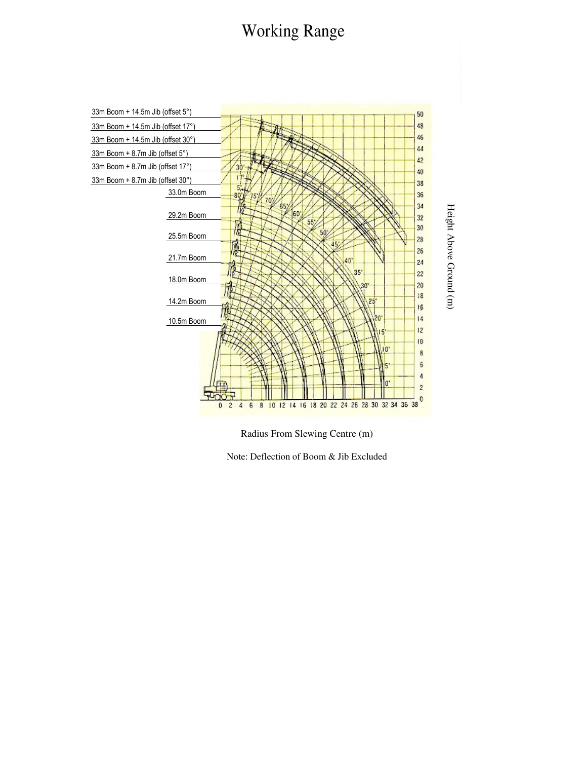# Working Range

33m Boom + 14.5m Jib (offset 5°)

33m Boom + 14.5m Jib (offset 17°)

33m Boom + 14.5m Jib (offset 30°)

33m Boom + 8.7m Jib (offset 5°)

33m Boom + 8.7m Jib (offset 17°)

33m Boom + 8.7m Jib (offset 30°)

33.0m Boom

29.2m Boom

25.5m Boom

21.7m Boom

18.0m Boom

14.2m Boom

10.5m Boom

Height Above Ground (m)

Radius From Slewing Centre (m)

Note: Deflection of Boom & Jib Excluded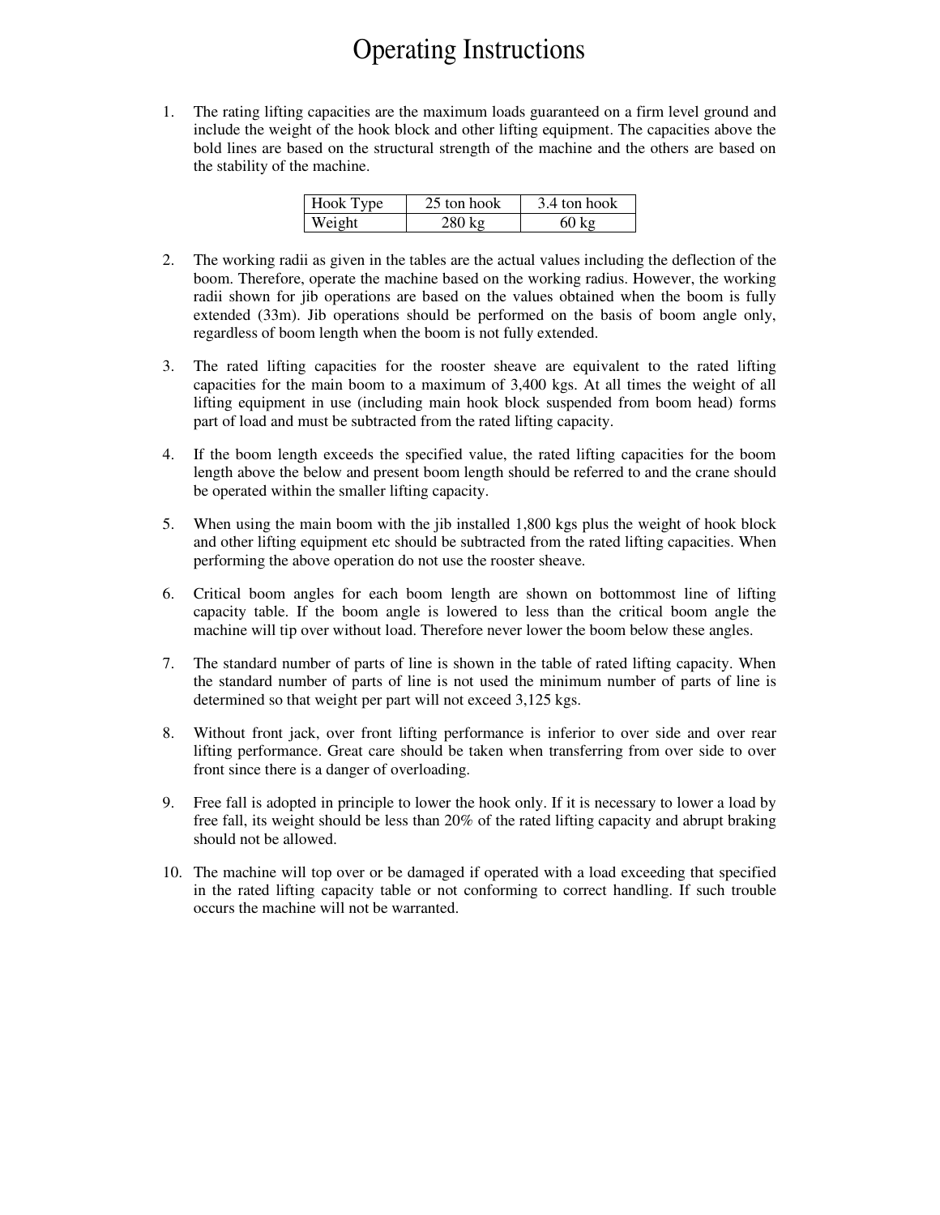# Operating Instructions

1. The rating lifting capacities are the maximum loads guaranteed on a firm level ground and include the weight of the hook block and other lifting equipment. The capacities above the bold lines are based on the structural strength of the machine and the others are based on the stability of the machine.

| Hook Type | 25 ton hook | 3.4 ton hook |
| --- | --- | --- |
| Weight | 280 kg | 60 kg |

2. The working radii as given in the tables are the actual values including the deflection of the boom. Therefore, operate the machine based on the working radius. However, the working radii shown for jib operations are based on the values obtained when the boom is fully extended (33m). Jib operations should be performed on the basis of boom angle only, regardless of boom length when the boom is not fully extended.

3. The rated lifting capacities for the rooster sheave are equivalent to the rated lifting capacities for the main boom to a maximum of 3,400 kgs. At all times the weight of all lifting equipment in use (including main hook block suspended from boom head) forms part of load and must be subtracted from the rated lifting capacity.

4. If the boom length exceeds the specified value, the rated lifting capacities for the boom length above the below and present boom length should be referred to and the crane should be operated within the smaller lifting capacity.

5. When using the main boom with the jib installed 1,800 kgs plus the weight of hook block and other lifting equipment etc should be subtracted from the rated lifting capacities. When performing the above operation do not use the rooster sheave.

6. Critical boom angles for each boom length are shown on bottommost line of lifting capacity table. If the boom angle is lowered to less than the critical boom angle the machine will tip over without load. Therefore never lower the boom below these angles.

7. The standard number of parts of line is shown in the table of rated lifting capacity. When the standard number of parts of line is not used the minimum number of parts of line is determined so that weight per part will not exceed 3,125 kgs.

8. Without front jack, over front lifting performance is inferior to over side and over rear lifting performance. Great care should be taken when transferring from over side to over front since there is a danger of overloading.

9. Free fall is adopted in principle to lower the hook only. If it is necessary to lower a load by free fall, its weight should be less than 20% of the rated lifting capacity and abrupt braking should not be allowed.

10. The machine will top over or be damaged if operated with a load exceeding that specified in the rated lifting capacity table or not conforming to correct handling. If such trouble occurs the machine will not be warranted.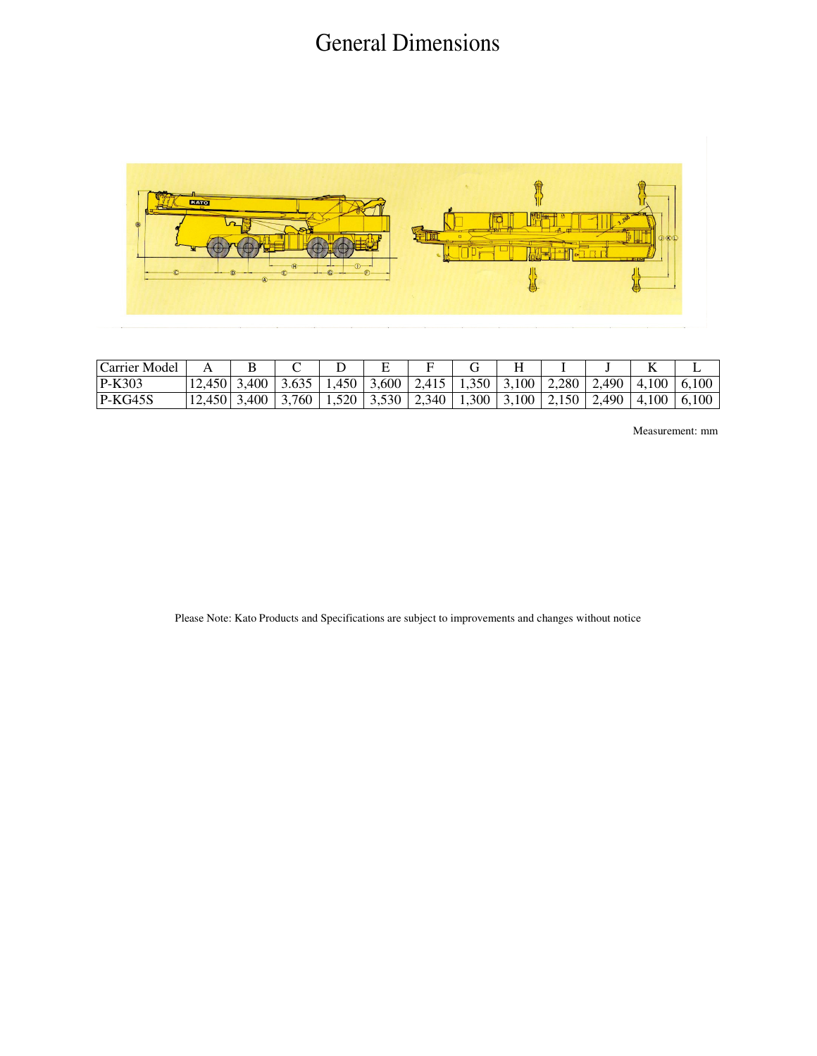# General Dimensions

| Carrier Model | A | B | C | D | E | F | G | H | I | J | K | L |
|---|---|---|---|---|---|---|---|---|---|---|---|---|
| P-K303 | 12,450 | 3,400 | 3.635 | 1,450 | 3,600 | 2,415 | 1,350 | 3,100 | 2,280 | 2,490 | 4,100 | 6,100 |
| P-KG45S | 12,450 | 3,400 | 3,760 | 1,520 | 3,530 | 2,340 | 1,300 | 3,100 | 2,150 | 2,490 | 4,100 | 6,100 |

Measurement: mm

Please Note: Kato Products and Specifications are subject to improvements and changes without notice